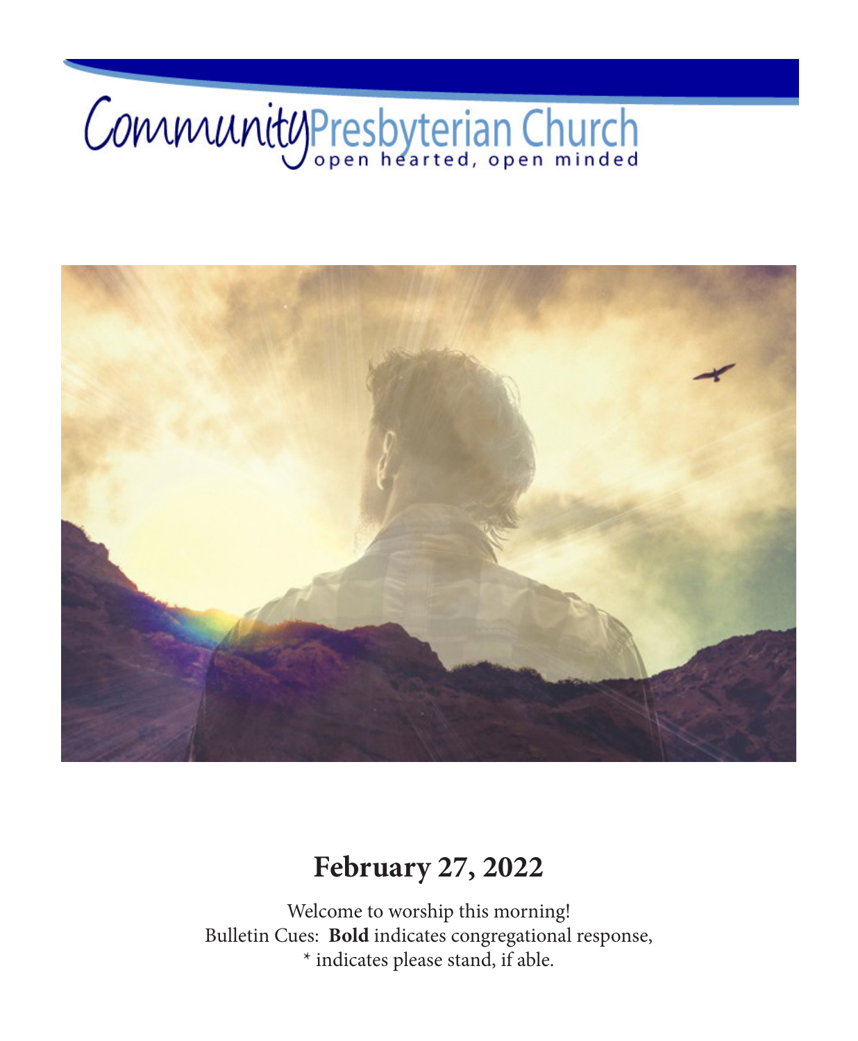# Community Presbyterian Church

open hearted, open minded

## February 27, 2022

Welcome to worship this morning!
Bulletin Cues: **Bold** indicates congregational response,
* indicates please stand, if able.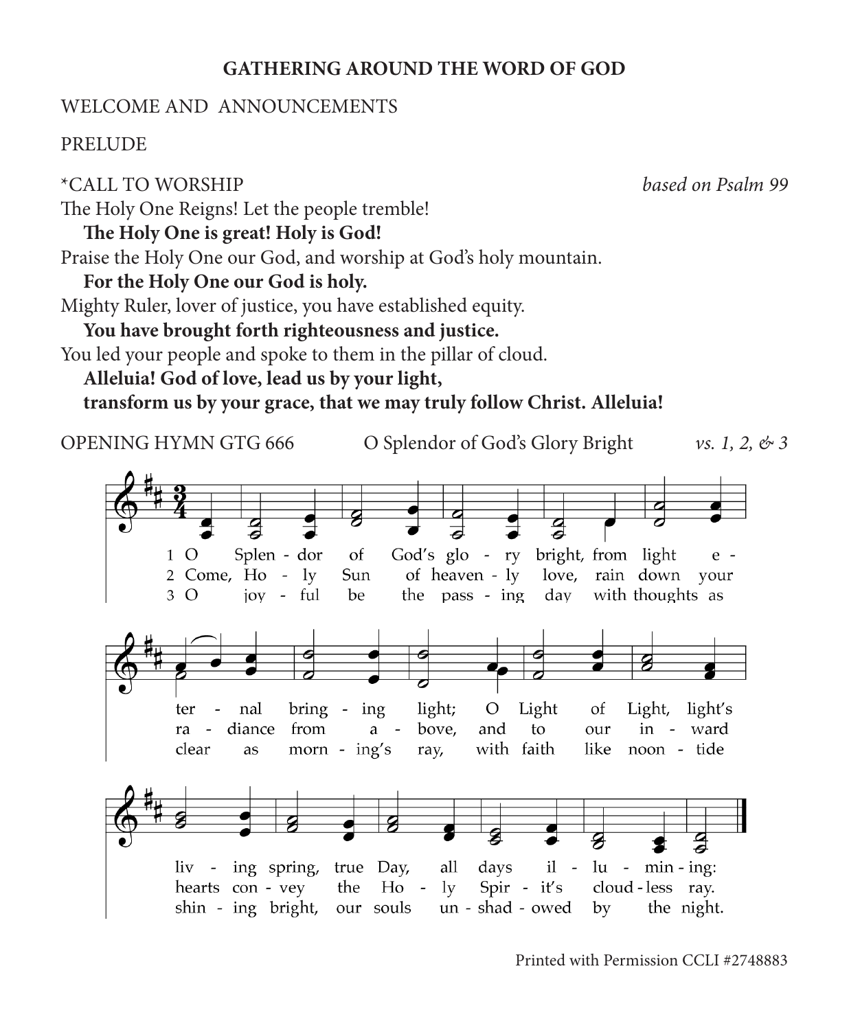## GATHERING AROUND THE WORD OF GOD

WELCOME AND ANNOUNCEMENTS

PRELUDE

*CALL TO WORSHIP *based on Psalm 99*

The Holy One Reigns! Let the people tremble!

**The Holy One is great! Holy is God!**

Praise the Holy One our God, and worship at God's holy mountain.

**For the Holy One our God is holy.**

Mighty Ruler, lover of justice, you have established equity.

**You have brought forth righteousness and justice.**

You led your people and spoke to them in the pillar of cloud.

**Alleluia! God of love, lead us by your light,**
**transform us by your grace, that we may truly follow Christ. Alleluia!**

OPENING HYMN GTG 666 O Splendor of God's Glory Bright *vs. 1, 2, & 3*

1 O Splen - dor of God's glo - ry bright, from light e - ter - nal bring - ing light; O Light of Light, light's liv - ing spring, true Day, all days il - lu - min - ing:

2 Come, Ho - ly Sun of heaven - ly love, rain down your ra - diance from a - bove, and to our in - ward hearts con - vey the Ho - ly Spir - it's cloud - less ray.

3 O joy - ful be the pass - ing day with thoughts as clear as morn - ing's ray, with faith like noon - tide shin - ing bright, our souls un - shad - owed by the night.

Printed with Permission CCLI #2748883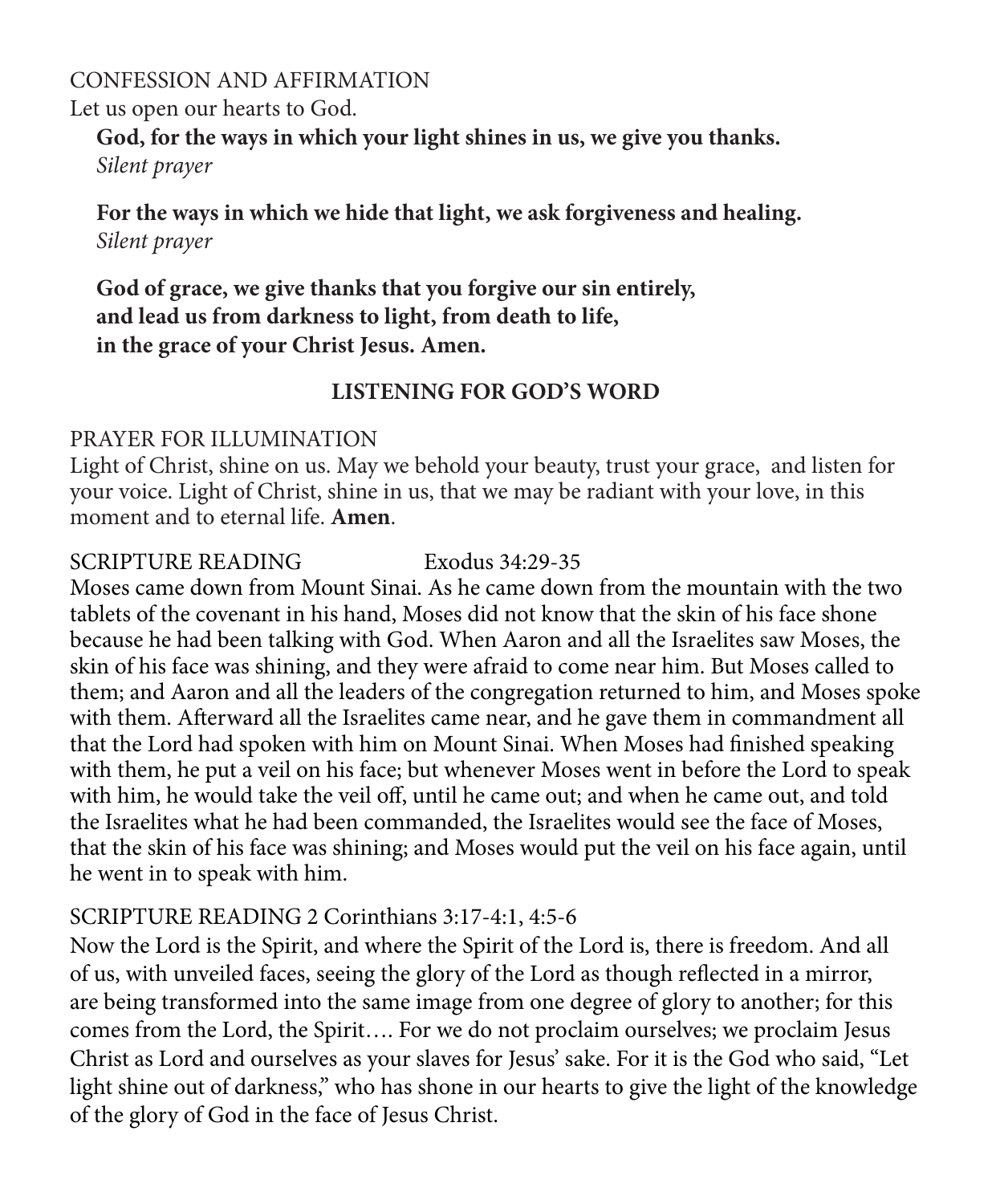CONFESSION AND AFFIRMATION

Let us open our hearts to God.

**God, for the ways in which your light shines in us, we give you thanks.**
*Silent prayer*

**For the ways in which we hide that light, we ask forgiveness and healing.**
*Silent prayer*

**God of grace, we give thanks that you forgive our sin entirely,**
**and lead us from darkness to light, from death to life,**
**in the grace of your Christ Jesus. Amen.**

## LISTENING FOR GOD'S WORD

PRAYER FOR ILLUMINATION

Light of Christ, shine on us. May we behold your beauty, trust your grace, and listen for your voice. Light of Christ, shine in us, that we may be radiant with your love, in this moment and to eternal life. **Amen**.

SCRIPTURE READING Exodus 34:29-35

Moses came down from Mount Sinai. As he came down from the mountain with the two tablets of the covenant in his hand, Moses did not know that the skin of his face shone because he had been talking with God. When Aaron and all the Israelites saw Moses, the skin of his face was shining, and they were afraid to come near him. But Moses called to them; and Aaron and all the leaders of the congregation returned to him, and Moses spoke with them. Afterward all the Israelites came near, and he gave them in commandment all that the Lord had spoken with him on Mount Sinai. When Moses had finished speaking with them, he put a veil on his face; but whenever Moses went in before the Lord to speak with him, he would take the veil off, until he came out; and when he came out, and told the Israelites what he had been commanded, the Israelites would see the face of Moses, that the skin of his face was shining; and Moses would put the veil on his face again, until he went in to speak with him.

SCRIPTURE READING 2 Corinthians 3:17-4:1, 4:5-6

Now the Lord is the Spirit, and where the Spirit of the Lord is, there is freedom. And all of us, with unveiled faces, seeing the glory of the Lord as though reflected in a mirror, are being transformed into the same image from one degree of glory to another; for this comes from the Lord, the Spirit…. For we do not proclaim ourselves; we proclaim Jesus Christ as Lord and ourselves as your slaves for Jesus' sake. For it is the God who said, "Let light shine out of darkness," who has shone in our hearts to give the light of the knowledge of the glory of God in the face of Jesus Christ.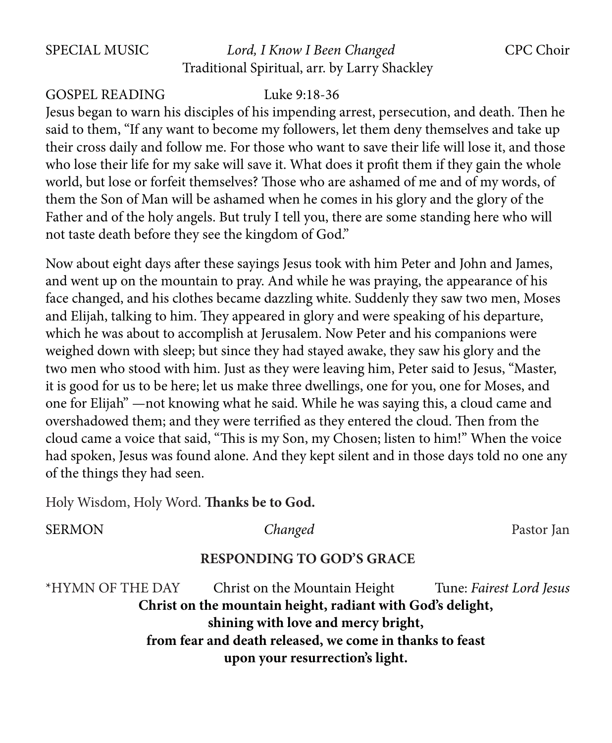SPECIAL MUSIC *Lord, I Know I Been Changed* CPC Choir
Traditional Spiritual, arr. by Larry Shackley

GOSPEL READING Luke 9:18-36

Jesus began to warn his disciples of his impending arrest, persecution, and death. Then he said to them, "If any want to become my followers, let them deny themselves and take up their cross daily and follow me. For those who want to save their life will lose it, and those who lose their life for my sake will save it. What does it profit them if they gain the whole world, but lose or forfeit themselves? Those who are ashamed of me and of my words, of them the Son of Man will be ashamed when he comes in his glory and the glory of the Father and of the holy angels. But truly I tell you, there are some standing here who will not taste death before they see the kingdom of God."

Now about eight days after these sayings Jesus took with him Peter and John and James, and went up on the mountain to pray. And while he was praying, the appearance of his face changed, and his clothes became dazzling white. Suddenly they saw two men, Moses and Elijah, talking to him. They appeared in glory and were speaking of his departure, which he was about to accomplish at Jerusalem. Now Peter and his companions were weighed down with sleep; but since they had stayed awake, they saw his glory and the two men who stood with him. Just as they were leaving him, Peter said to Jesus, "Master, it is good for us to be here; let us make three dwellings, one for you, one for Moses, and one for Elijah" —not knowing what he said. While he was saying this, a cloud came and overshadowed them; and they were terrified as they entered the cloud. Then from the cloud came a voice that said, "This is my Son, my Chosen; listen to him!" When the voice had spoken, Jesus was found alone. And they kept silent and in those days told no one any of the things they had seen.

Holy Wisdom, Holy Word. **Thanks be to God.**

SERMON *Changed* Pastor Jan

## RESPONDING TO GOD'S GRACE

*HYMN OF THE DAY Christ on the Mountain Height Tune: *Fairest Lord Jesus*

**Christ on the mountain height, radiant with God's delight,**
**shining with love and mercy bright,**
**from fear and death released, we come in thanks to feast**
**upon your resurrection's light.**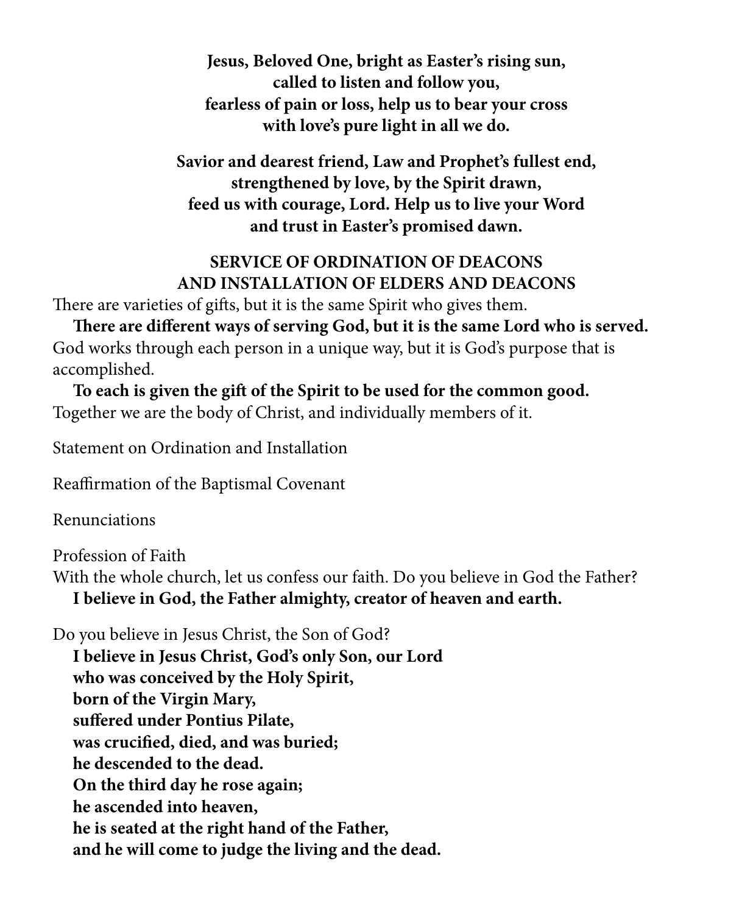**Jesus, Beloved One, bright as Easter's rising sun,**
**called to listen and follow you,**
**fearless of pain or loss, help us to bear your cross**
**with love's pure light in all we do.**

**Savior and dearest friend, Law and Prophet's fullest end,**
**strengthened by love, by the Spirit drawn,**
**feed us with courage, Lord. Help us to live your Word**
**and trust in Easter's promised dawn.**

## SERVICE OF ORDINATION OF DEACONS AND INSTALLATION OF ELDERS AND DEACONS

There are varieties of gifts, but it is the same Spirit who gives them.

**There are different ways of serving God, but it is the same Lord who is served.**

God works through each person in a unique way, but it is God's purpose that is accomplished.

**To each is given the gift of the Spirit to be used for the common good.**

Together we are the body of Christ, and individually members of it.

Statement on Ordination and Installation

Reaffirmation of the Baptismal Covenant

Renunciations

Profession of Faith

With the whole church, let us confess our faith. Do you believe in God the Father?

**I believe in God, the Father almighty, creator of heaven and earth.**

Do you believe in Jesus Christ, the Son of God?

**I believe in Jesus Christ, God's only Son, our Lord**
**who was conceived by the Holy Spirit,**
**born of the Virgin Mary,**
**suffered under Pontius Pilate,**
**was crucified, died, and was buried;**
**he descended to the dead.**
**On the third day he rose again;**
**he ascended into heaven,**
**he is seated at the right hand of the Father,**
**and he will come to judge the living and the dead.**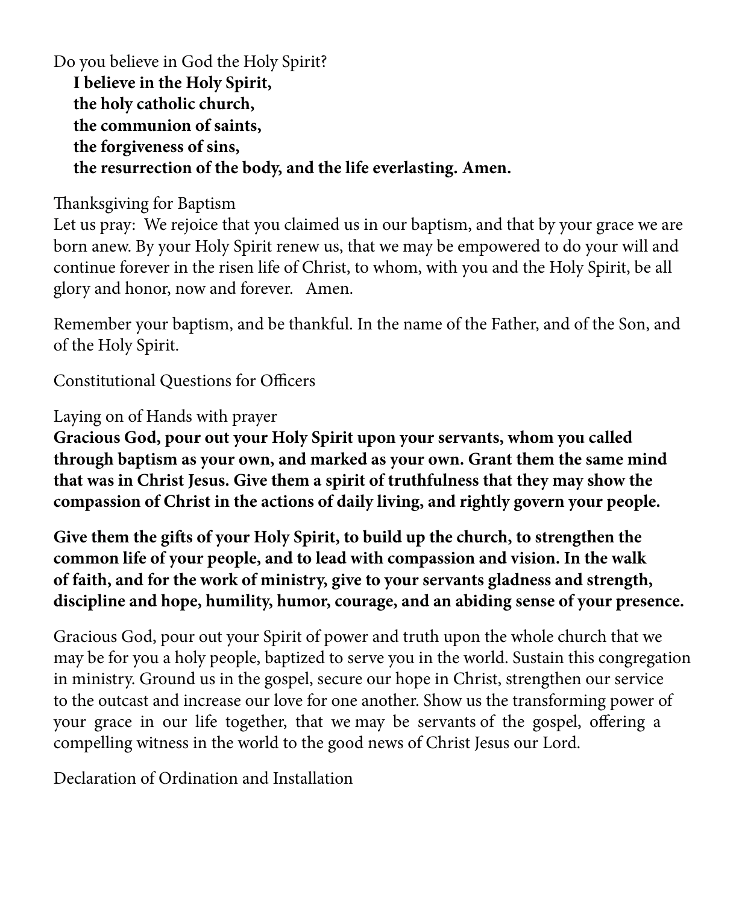Do you believe in God the Holy Spirit?

**I believe in the Holy Spirit,**
**the holy catholic church,**
**the communion of saints,**
**the forgiveness of sins,**
**the resurrection of the body, and the life everlasting. Amen.**

Thanksgiving for Baptism
Let us pray: We rejoice that you claimed us in our baptism, and that by your grace we are born anew. By your Holy Spirit renew us, that we may be empowered to do your will and continue forever in the risen life of Christ, to whom, with you and the Holy Spirit, be all glory and honor, now and forever. Amen.

Remember your baptism, and be thankful. In the name of the Father, and of the Son, and of the Holy Spirit.

Constitutional Questions for Officers

Laying on of Hands with prayer
**Gracious God, pour out your Holy Spirit upon your servants, whom you called through baptism as your own, and marked as your own. Grant them the same mind that was in Christ Jesus. Give them a spirit of truthfulness that they may show the compassion of Christ in the actions of daily living, and rightly govern your people.**

**Give them the gifts of your Holy Spirit, to build up the church, to strengthen the common life of your people, and to lead with compassion and vision. In the walk of faith, and for the work of ministry, give to your servants gladness and strength, discipline and hope, humility, humor, courage, and an abiding sense of your presence.**

Gracious God, pour out your Spirit of power and truth upon the whole church that we may be for you a holy people, baptized to serve you in the world. Sustain this congregation in ministry. Ground us in the gospel, secure our hope in Christ, strengthen our service to the outcast and increase our love for one another. Show us the transforming power of your grace in our life together, that we may be servants of the gospel, offering a compelling witness in the world to the good news of Christ Jesus our Lord.

Declaration of Ordination and Installation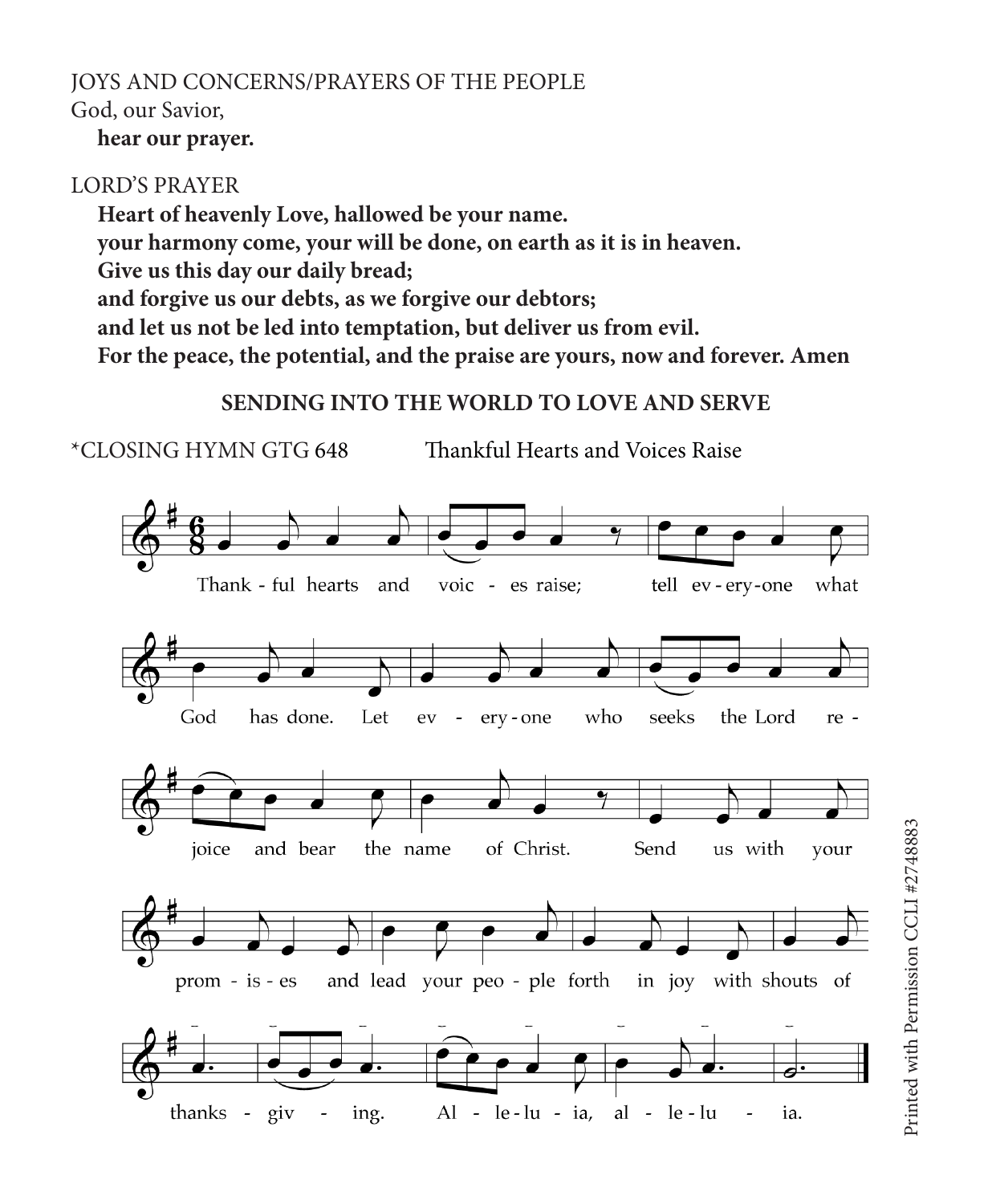JOYS AND CONCERNS/PRAYERS OF THE PEOPLE

God, our Savior,

**hear our prayer.**

LORD'S PRAYER

**Heart of heavenly Love, hallowed be your name.**
**your harmony come, your will be done, on earth as it is in heaven.**
**Give us this day our daily bread;**
**and forgive us our debts, as we forgive our debtors;**
**and let us not be led into temptation, but deliver us from evil.**
**For the peace, the potential, and the praise are yours, now and forever. Amen**

## SENDING INTO THE WORLD TO LOVE AND SERVE

*CLOSING HYMN GTG 648 Thankful Hearts and Voices Raise

Thank - ful hearts and voic - es raise; tell ev - ery - one what God has done. Let ev - ery - one who seeks the Lord re - joice and bear the name of Christ. Send us with your prom - is - es and lead your peo - ple forth in joy with shouts of thanks - giv - ing. Al - le - lu - ia, al - le - lu - ia.

Printed with Permission CCLI #2748883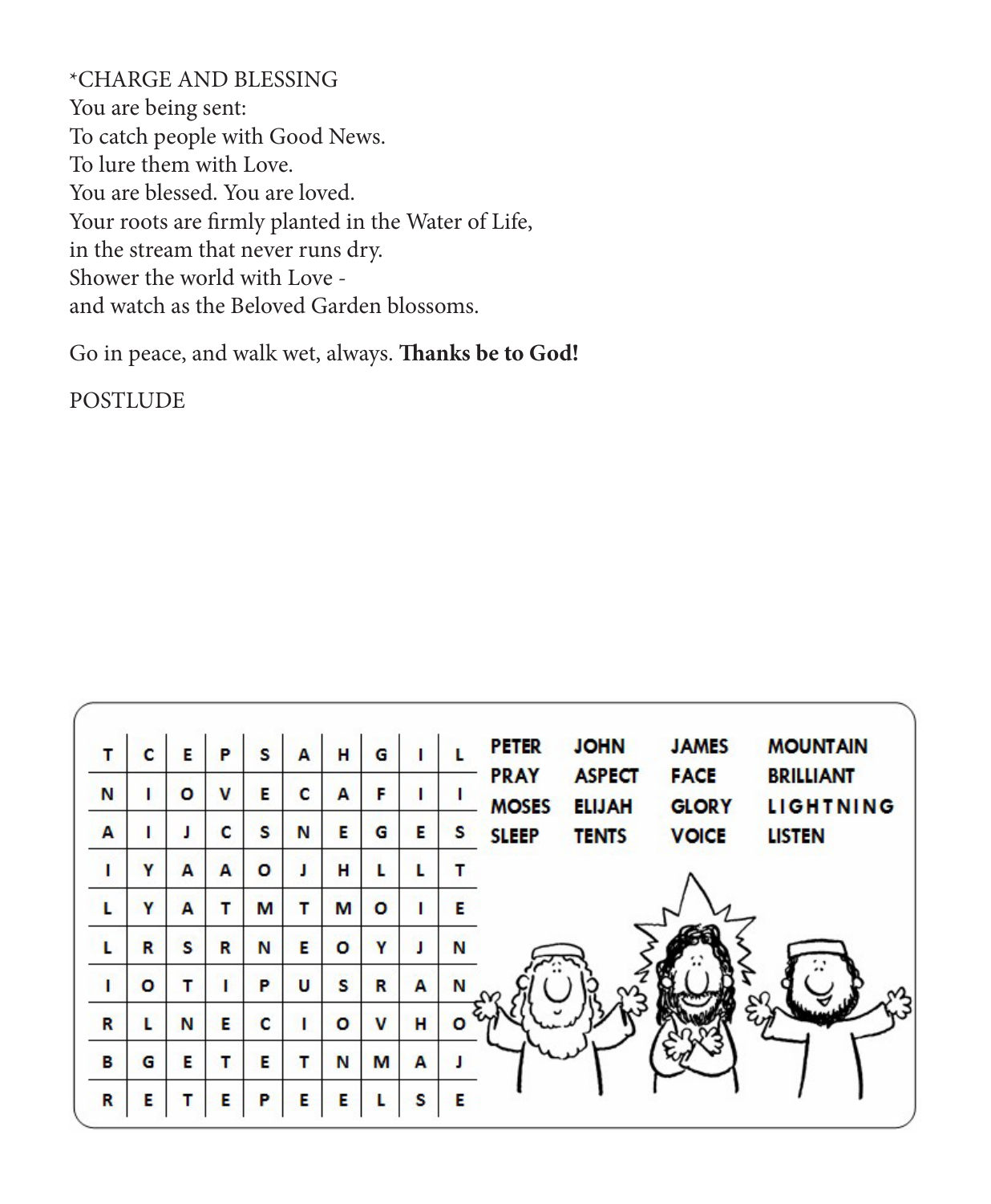*CHARGE AND BLESSING
You are being sent:
To catch people with Good News.
To lure them with Love.
You are blessed. You are loved.
Your roots are firmly planted in the Water of Life,
in the stream that never runs dry.
Shower the world with Love -
and watch as the Beloved Garden blossoms.

Go in peace, and walk wet, always. **Thanks be to God!**

POSTLUDE

| T | C | E | P | S | A | H | G | I | L |
|---|---|---|---|---|---|---|---|---|---|
| N | I | O | V | E | C | A | F | I | I |
| A | I | J | C | S | N | E | G | E | S |
| I | Y | A | A | O | J | H | L | L | T |
| L | Y | A | T | M | T | M | O | I | E |
| L | R | S | R | N | E | O | Y | J | N |
| I | O | T | I | P | U | S | R | A | N |
| R | L | N | E | C | I | O | V | H | O |
| B | G | E | T | E | T | N | M | A | J |
| R | E | T | E | P | E | E | L | S | E |

PETER JOHN JAMES MOUNTAIN
PRAY ASPECT FACE BRILLIANT
MOSES ELIJAH GLORY LIGHTNING
SLEEP TENTS VOICE LISTEN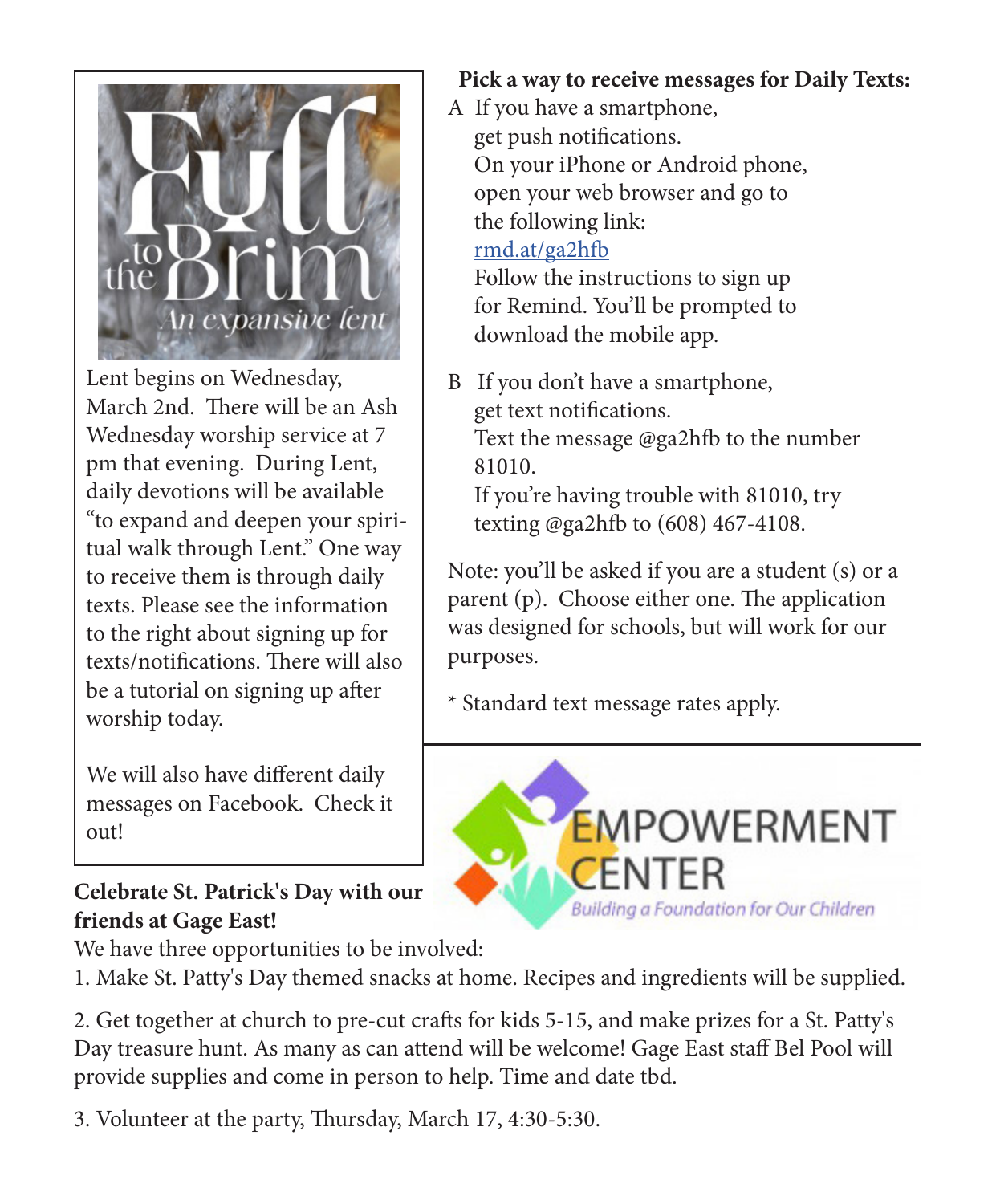Lent begins on Wednesday, March 2nd. There will be an Ash Wednesday worship service at 7 pm that evening. During Lent, daily devotions will be available "to expand and deepen your spiritual walk through Lent." One way to receive them is through daily texts. Please see the information to the right about signing up for texts/notifications. There will also be a tutorial on signing up after worship today.

We will also have different daily messages on Facebook. Check it out!

**Pick a way to receive messages for Daily Texts:**

A If you have a smartphone, get push notifications.
On your iPhone or Android phone, open your web browser and go to the following link:
rmd.at/ga2hfb
Follow the instructions to sign up for Remind. You'll be prompted to download the mobile app.

B If you don't have a smartphone, get text notifications.
Text the message @ga2hfb to the number 81010.
If you're having trouble with 81010, try texting @ga2hfb to (608) 467-4108.

Note: you'll be asked if you are a student (s) or a parent (p). Choose either one. The application was designed for schools, but will work for our purposes.

* Standard text message rates apply.

**Celebrate St. Patrick's Day with our friends at Gage East!**

We have three opportunities to be involved:

1. Make St. Patty's Day themed snacks at home. Recipes and ingredients will be supplied.

2. Get together at church to pre-cut crafts for kids 5-15, and make prizes for a St. Patty's Day treasure hunt. As many as can attend will be welcome! Gage East staff Bel Pool will provide supplies and come in person to help. Time and date tbd.

3. Volunteer at the party, Thursday, March 17, 4:30-5:30.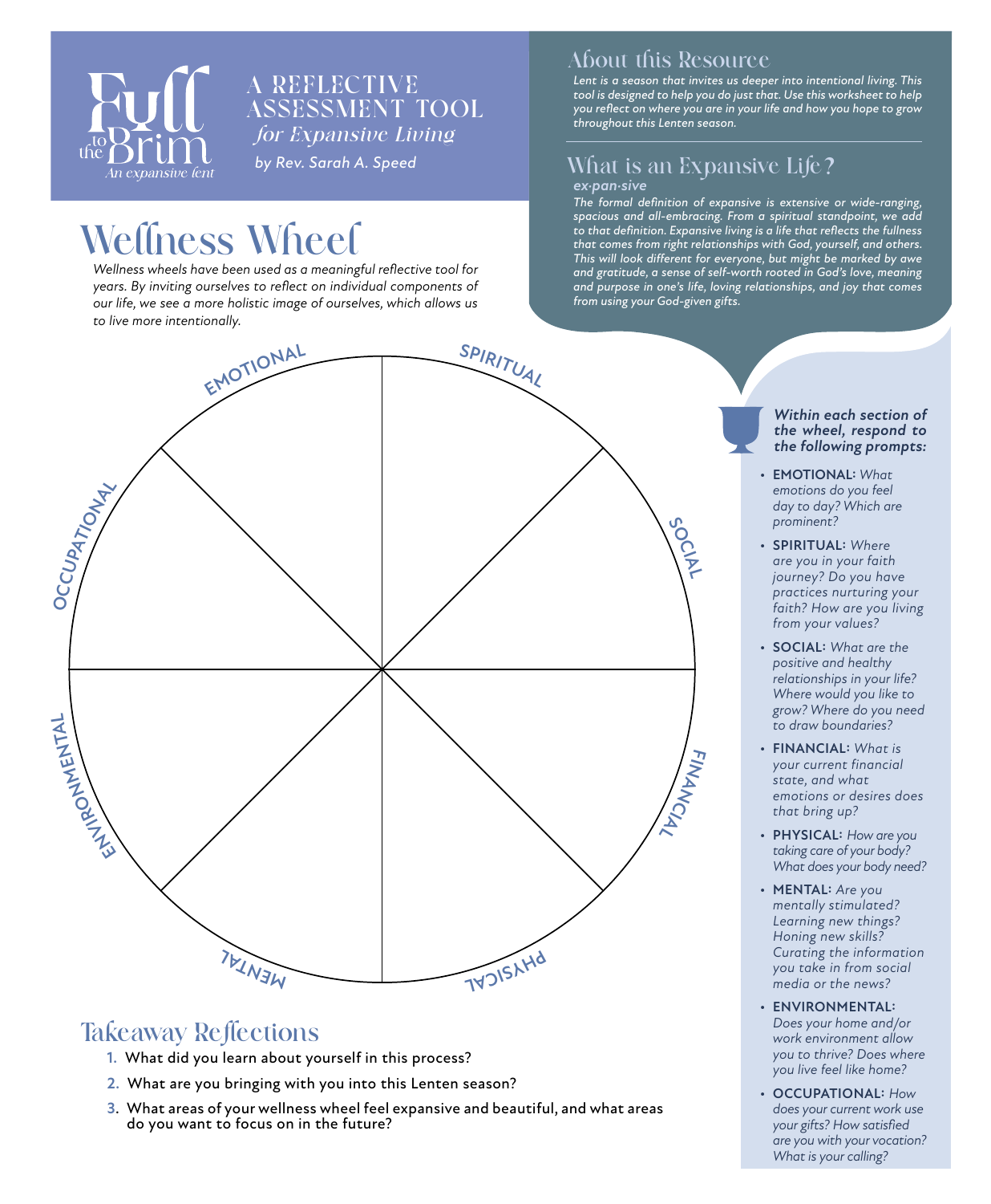# Full to the Brim
*An expansive lent*

## A Reflective Assessment Tool *for Expansive Living*

*by Rev. Sarah A. Speed*

# Wellness Wheel

*Wellness wheels have been used as a meaningful reflective tool for years. By inviting ourselves to reflect on individual components of our life, we see a more holistic image of ourselves, which allows us to live more intentionally.*

## About this Resource

*Lent is a season that invites us deeper into intentional living. This tool is designed to help you do just that. Use this worksheet to help you reflect on where you are in your life and how you hope to grow throughout this Lenten season.*

## What is an Expansive Life?

***ex·pan·sive***

*The formal definition of expansive is extensive or wide-ranging, spacious and all-embracing. From a spiritual standpoint, we add to that definition. Expansive living is a life that reflects the fullness that comes from right relationships with God, yourself, and others. This will look different for everyone, but might be marked by awe and gratitude, a sense of self-worth rooted in God's love, meaning and purpose in one's life, loving relationships, and joy that comes from using your God-given gifts.*

EMOTIONAL · SPIRITUAL · SOCIAL · FINANCIAL · PHYSICAL · MENTAL · ENVIRONMENTAL · OCCUPATIONAL

***Within each section of the wheel, respond to the following prompts:***

- **EMOTIONAL:** *What emotions do you feel day to day? Which are prominent?*
- **SPIRITUAL:** *Where are you in your faith journey? Do you have practices nurturing your faith? How are you living from your values?*
- **SOCIAL:** *What are the positive and healthy relationships in your life? Where would you like to grow? Where do you need to draw boundaries?*
- **FINANCIAL:** *What is your current financial state, and what emotions or desires does that bring up?*
- **PHYSICAL:** *How are you taking care of your body? What does your body need?*
- **MENTAL:** *Are you mentally stimulated? Learning new things? Honing new skills? Curating the information you take in from social media or the news?*
- **ENVIRONMENTAL:** *Does your home and/or work environment allow you to thrive? Does where you live feel like home?*
- **OCCUPATIONAL:** *How does your current work use your gifts? How satisfied are you with your vocation? What is your calling?*

## Takeaway Reflections

1. What did you learn about yourself in this process?
2. What are you bringing with you into this Lenten season?
3. What areas of your wellness wheel feel expansive and beautiful, and what areas do you want to focus on in the future?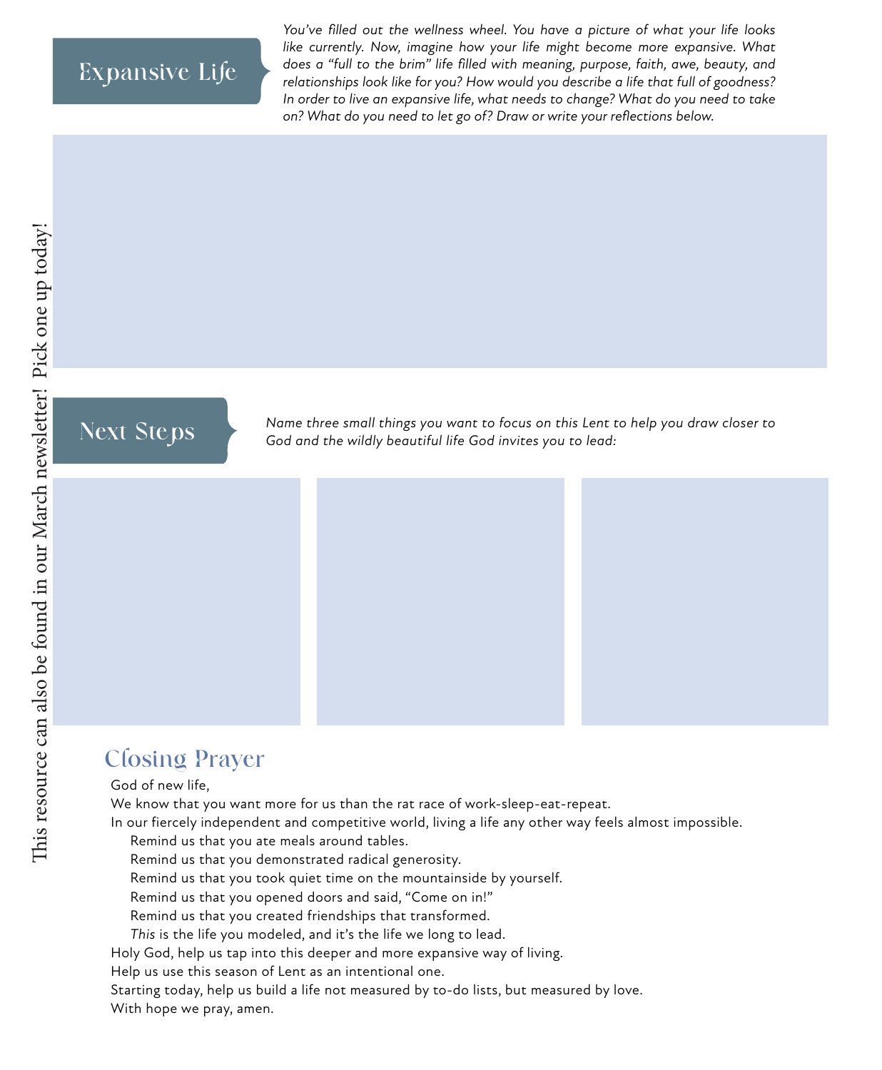## Expansive Life

*You've filled out the wellness wheel. You have a picture of what your life looks like currently. Now, imagine how your life might become more expansive. What does a "full to the brim" life filled with meaning, purpose, faith, awe, beauty, and relationships look like for you? How would you describe a life that full of goodness? In order to live an expansive life, what needs to change? What do you need to take on? What do you need to let go of? Draw or write your reflections below.*

## Next Steps

*Name three small things you want to focus on this Lent to help you draw closer to God and the wildly beautiful life God invites you to lead:*

## Closing Prayer

God of new life,
We know that you want more for us than the rat race of work-sleep-eat-repeat.
In our fiercely independent and competitive world, living a life any other way feels almost impossible.
  Remind us that you ate meals around tables.
  Remind us that you demonstrated radical generosity.
  Remind us that you took quiet time on the mountainside by yourself.
  Remind us that you opened doors and said, "Come on in!"
  Remind us that you created friendships that transformed.
  *This* is the life you modeled, and it's the life we long to lead.
Holy God, help us tap into this deeper and more expansive way of living.
Help us use this season of Lent as an intentional one.
Starting today, help us build a life not measured by to-do lists, but measured by love.
With hope we pray, amen.

This resource can also be found in our March newsletter! Pick one up today!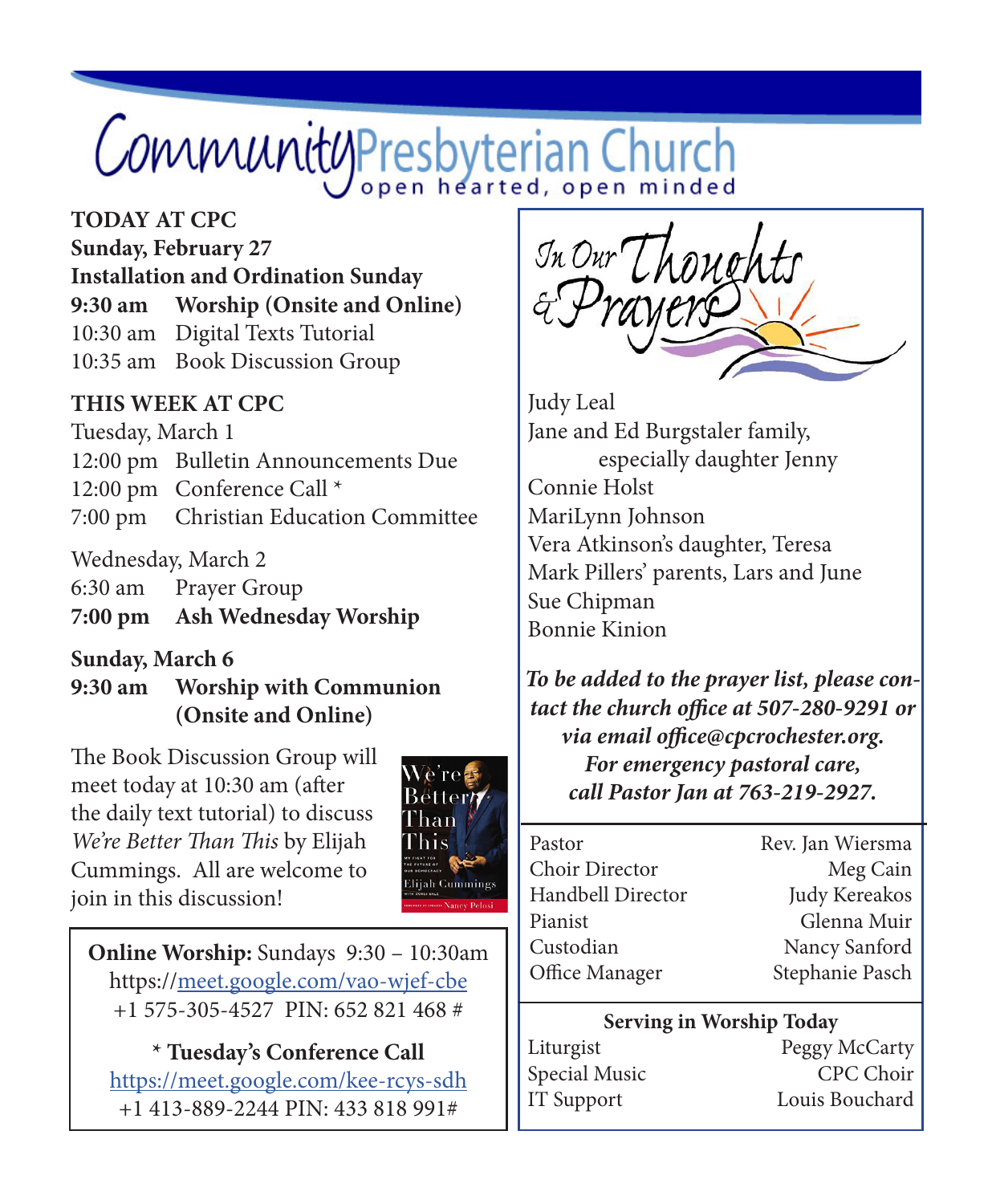# Community Presbyterian Church

open hearted, open minded

**TODAY AT CPC**
**Sunday, February 27**
**Installation and Ordination Sunday**

**9:30 am Worship (Onsite and Online)**
10:30 am Digital Texts Tutorial
10:35 am Book Discussion Group

**THIS WEEK AT CPC**

Tuesday, March 1
12:00 pm Bulletin Announcements Due
12:00 pm Conference Call *
7:00 pm Christian Education Committee

Wednesday, March 2
6:30 am Prayer Group
**7:00 pm Ash Wednesday Worship**

**Sunday, March 6**
**9:30 am Worship with Communion (Onsite and Online)**

The Book Discussion Group will meet today at 10:30 am (after the daily text tutorial) to discuss *We're Better Than This* by Elijah Cummings. All are welcome to join in this discussion!

**Online Worship:** Sundays 9:30 – 10:30am
https://meet.google.com/vao-wjef-cbe
+1 575-305-4527 PIN: 652 821 468 #

**\* Tuesday's Conference Call**
https://meet.google.com/kee-rcys-sdh
+1 413-889-2244 PIN: 433 818 991#

## In Our Thoughts & Prayers

Judy Leal
Jane and Ed Burgstaler family, especially daughter Jenny
Connie Holst
MariLynn Johnson
Vera Atkinson's daughter, Teresa
Mark Pillers' parents, Lars and June
Sue Chipman
Bonnie Kinion

***To be added to the prayer list, please contact the church office at 507-280-9291 or via email office@cpcrochester.org. For emergency pastoral care, call Pastor Jan at 763-219-2927.***

| | |
|---|---|
| Pastor | Rev. Jan Wiersma |
| Choir Director | Meg Cain |
| Handbell Director | Judy Kereakos |
| Pianist | Glenna Muir |
| Custodian | Nancy Sanford |
| Office Manager | Stephanie Pasch |

**Serving in Worship Today**

| | |
|---|---|
| Liturgist | Peggy McCarty |
| Special Music | CPC Choir |
| IT Support | Louis Bouchard |